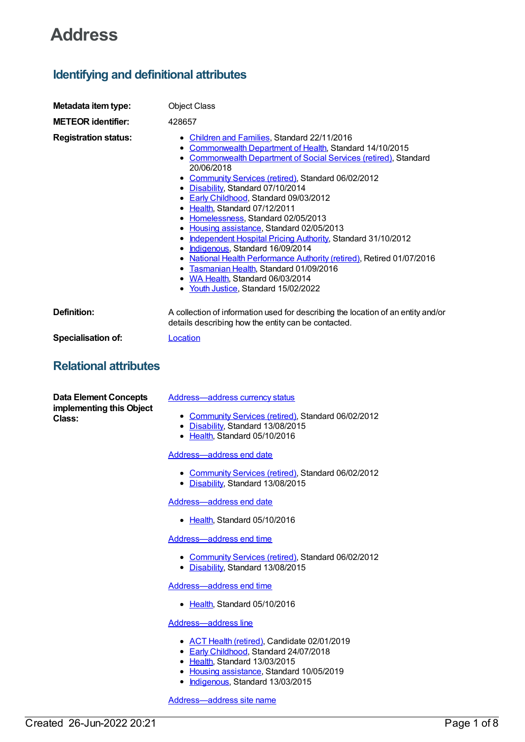# Address

## Identifying and definitional attributes

**Metadata item type:** Object Class

**METEOR identifier:** 428657

**Registration status:**

- Children and Families, Standard 22/11/2016
- Commonwealth Department of Health, Standard 14/10/2015
- Commonwealth Department of Social Services (retired), Standard 20/06/2018
- Community Services (retired), Standard 06/02/2012
- Disability, Standard 07/10/2014
- Early Childhood, Standard 09/03/2012
- Health, Standard 07/12/2011
- Homelessness, Standard 02/05/2013
- Housing assistance, Standard 02/05/2013
- Independent Hospital Pricing Authority, Standard 31/10/2012
- Indigenous, Standard 16/09/2014
- National Health Performance Authority (retired), Retired 01/07/2016
- Tasmanian Health, Standard 01/09/2016
- WA Health, Standard 06/03/2014
- Youth Justice, Standard 15/02/2022

**Definition:** A collection of information used for describing the location of an entity and/or details describing how the entity can be contacted.

**Specialisation of:** Location

## Relational attributes

**Data Element Concepts implementing this Object Class:**

Address—address currency status

- Community Services (retired), Standard 06/02/2012
- Disability, Standard 13/08/2015
- Health, Standard 05/10/2016

Address—address end date

- Community Services (retired), Standard 06/02/2012
- Disability, Standard 13/08/2015

Address—address end date

- Health, Standard 05/10/2016

Address—address end time

- Community Services (retired), Standard 06/02/2012
- Disability, Standard 13/08/2015

Address—address end time

- Health, Standard 05/10/2016

Address—address line

- ACT Health (retired), Candidate 02/01/2019
- Early Childhood, Standard 24/07/2018
- Health, Standard 13/03/2015
- Housing assistance, Standard 10/05/2019
- Indigenous, Standard 13/03/2015

Address—address site name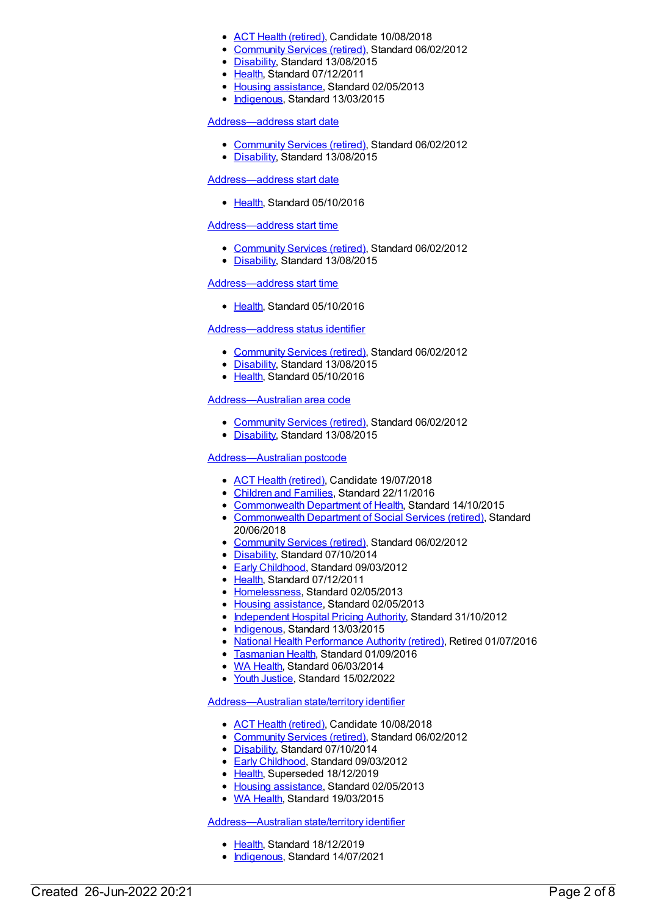- ACT Health (retired), Candidate 10/08/2018
- Community Services (retired), Standard 06/02/2012
- Disability, Standard 13/08/2015
- Health, Standard 07/12/2011
- Housing assistance, Standard 02/05/2013
- Indigenous, Standard 13/03/2015

Address—address start date

- Community Services (retired), Standard 06/02/2012
- Disability, Standard 13/08/2015

Address—address start date

- Health, Standard 05/10/2016

Address—address start time

- Community Services (retired), Standard 06/02/2012
- Disability, Standard 13/08/2015

Address—address start time

- Health, Standard 05/10/2016

Address—address status identifier

- Community Services (retired), Standard 06/02/2012
- Disability, Standard 13/08/2015
- Health, Standard 05/10/2016

Address—Australian area code

- Community Services (retired), Standard 06/02/2012
- Disability, Standard 13/08/2015

Address—Australian postcode

- ACT Health (retired), Candidate 19/07/2018
- Children and Families, Standard 22/11/2016
- Commonwealth Department of Health, Standard 14/10/2015
- Commonwealth Department of Social Services (retired), Standard 20/06/2018
- Community Services (retired), Standard 06/02/2012
- Disability, Standard 07/10/2014
- Early Childhood, Standard 09/03/2012
- Health, Standard 07/12/2011
- Homelessness, Standard 02/05/2013
- Housing assistance, Standard 02/05/2013
- Independent Hospital Pricing Authority, Standard 31/10/2012
- Indigenous, Standard 13/03/2015
- National Health Performance Authority (retired), Retired 01/07/2016
- Tasmanian Health, Standard 01/09/2016
- WA Health, Standard 06/03/2014
- Youth Justice, Standard 15/02/2022

Address—Australian state/territory identifier

- ACT Health (retired), Candidate 10/08/2018
- Community Services (retired), Standard 06/02/2012
- Disability, Standard 07/10/2014
- Early Childhood, Standard 09/03/2012
- Health, Superseded 18/12/2019
- Housing assistance, Standard 02/05/2013
- WA Health, Standard 19/03/2015

Address—Australian state/territory identifier

- Health, Standard 18/12/2019
- Indigenous, Standard 14/07/2021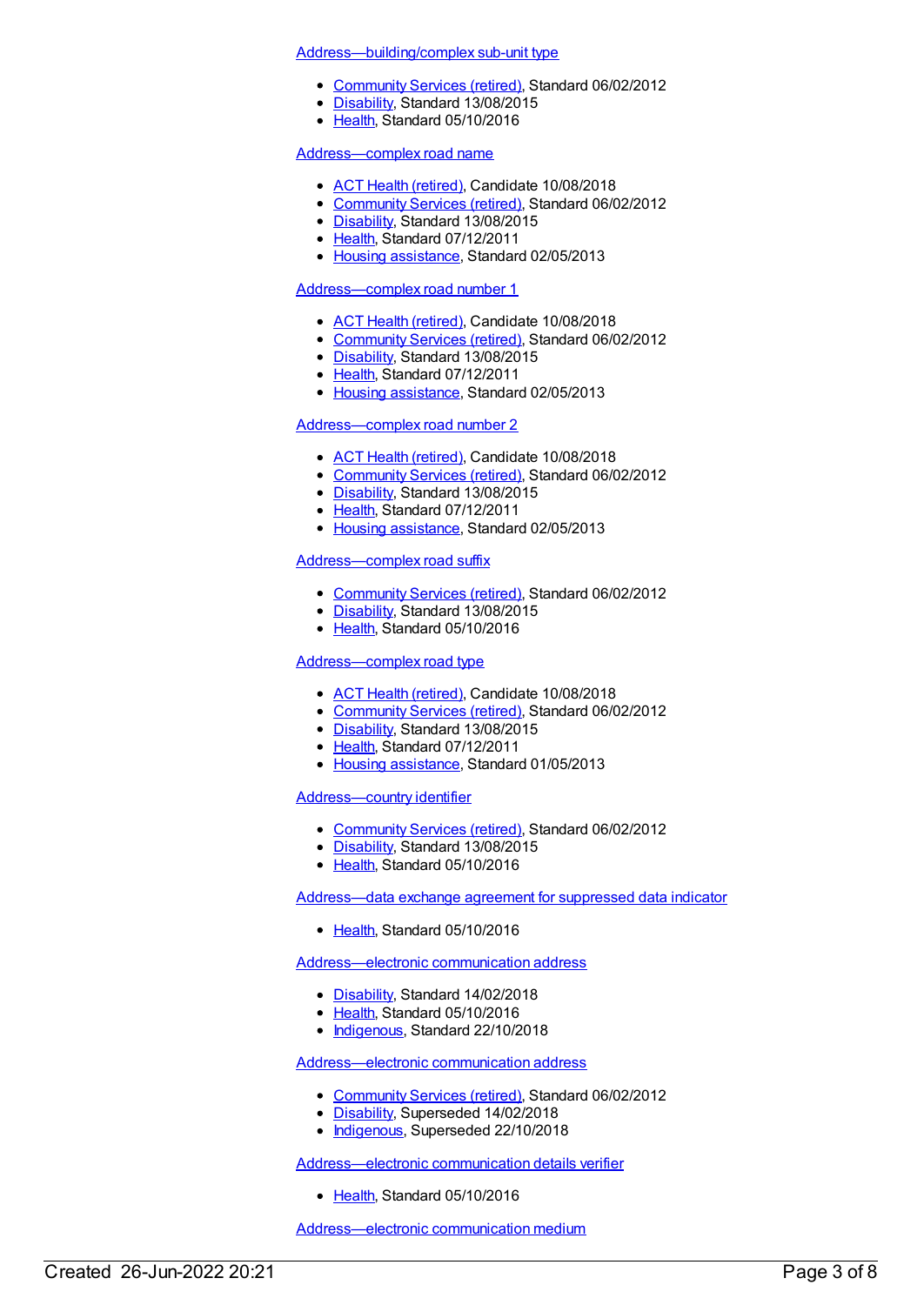Address—building/complex sub-unit type

- Community Services (retired), Standard 06/02/2012
- Disability, Standard 13/08/2015
- Health, Standard 05/10/2016

Address—complex road name

- ACT Health (retired), Candidate 10/08/2018
- Community Services (retired), Standard 06/02/2012
- Disability, Standard 13/08/2015
- Health, Standard 07/12/2011
- Housing assistance, Standard 02/05/2013

Address—complex road number 1

- ACT Health (retired), Candidate 10/08/2018
- Community Services (retired), Standard 06/02/2012
- Disability, Standard 13/08/2015
- Health, Standard 07/12/2011
- Housing assistance, Standard 02/05/2013

Address—complex road number 2

- ACT Health (retired), Candidate 10/08/2018
- Community Services (retired), Standard 06/02/2012
- Disability, Standard 13/08/2015
- Health, Standard 07/12/2011
- Housing assistance, Standard 02/05/2013

Address—complex road suffix

- Community Services (retired), Standard 06/02/2012
- Disability, Standard 13/08/2015
- Health, Standard 05/10/2016

Address—complex road type

- ACT Health (retired), Candidate 10/08/2018
- Community Services (retired), Standard 06/02/2012
- Disability, Standard 13/08/2015
- Health, Standard 07/12/2011
- Housing assistance, Standard 01/05/2013

Address—country identifier

- Community Services (retired), Standard 06/02/2012
- Disability, Standard 13/08/2015
- Health, Standard 05/10/2016

Address—data exchange agreement for suppressed data indicator

- Health, Standard 05/10/2016

Address—electronic communication address

- Disability, Standard 14/02/2018
- Health, Standard 05/10/2016
- Indigenous, Standard 22/10/2018

Address—electronic communication address

- Community Services (retired), Standard 06/02/2012
- Disability, Superseded 14/02/2018
- Indigenous, Superseded 22/10/2018

Address—electronic communication details verifier

- Health, Standard 05/10/2016

Address—electronic communication medium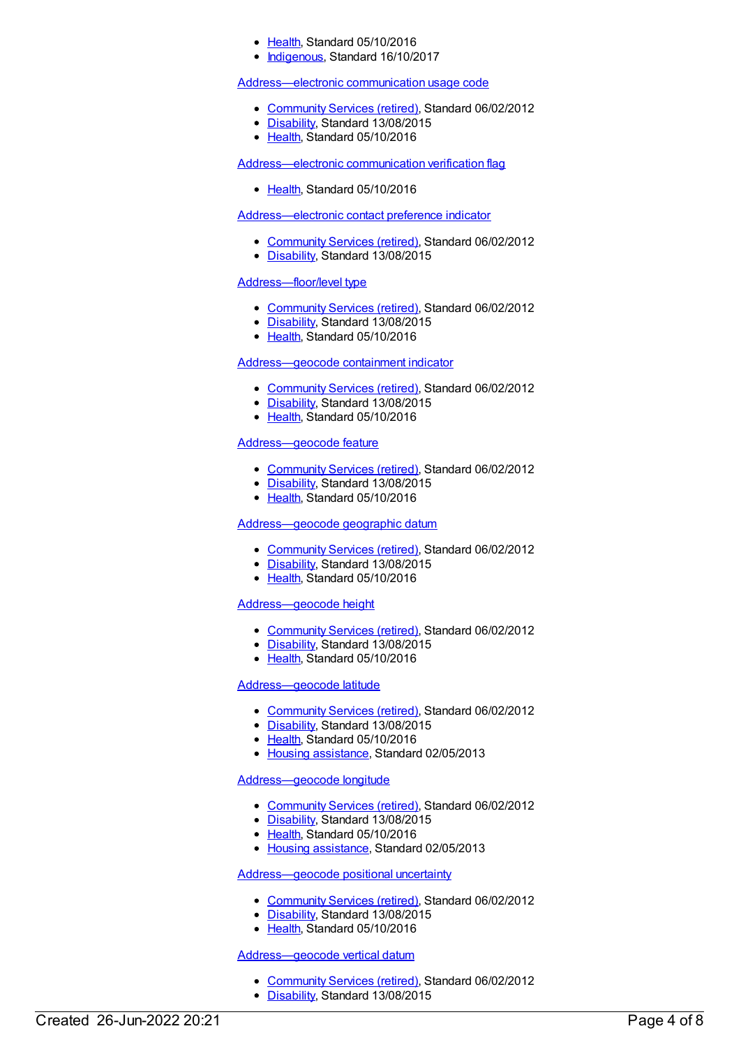- Health, Standard 05/10/2016
- Indigenous, Standard 16/10/2017

Address—electronic communication usage code

- Community Services (retired), Standard 06/02/2012
- Disability, Standard 13/08/2015
- Health, Standard 05/10/2016

Address—electronic communication verification flag

- Health, Standard 05/10/2016

Address—electronic contact preference indicator

- Community Services (retired), Standard 06/02/2012
- Disability, Standard 13/08/2015

Address—floor/level type

- Community Services (retired), Standard 06/02/2012
- Disability, Standard 13/08/2015
- Health, Standard 05/10/2016

Address—geocode containment indicator

- Community Services (retired), Standard 06/02/2012
- Disability, Standard 13/08/2015
- Health, Standard 05/10/2016

Address—geocode feature

- Community Services (retired), Standard 06/02/2012
- Disability, Standard 13/08/2015
- Health, Standard 05/10/2016

Address—geocode geographic datum

- Community Services (retired), Standard 06/02/2012
- Disability, Standard 13/08/2015
- Health, Standard 05/10/2016

Address—geocode height

- Community Services (retired), Standard 06/02/2012
- Disability, Standard 13/08/2015
- Health, Standard 05/10/2016

Address—geocode latitude

- Community Services (retired), Standard 06/02/2012
- Disability, Standard 13/08/2015
- Health, Standard 05/10/2016
- Housing assistance, Standard 02/05/2013

Address—geocode longitude

- Community Services (retired), Standard 06/02/2012
- Disability, Standard 13/08/2015
- Health, Standard 05/10/2016
- Housing assistance, Standard 02/05/2013

Address—geocode positional uncertainty

- Community Services (retired), Standard 06/02/2012
- Disability, Standard 13/08/2015
- Health, Standard 05/10/2016

Address—geocode vertical datum

- Community Services (retired), Standard 06/02/2012
- Disability, Standard 13/08/2015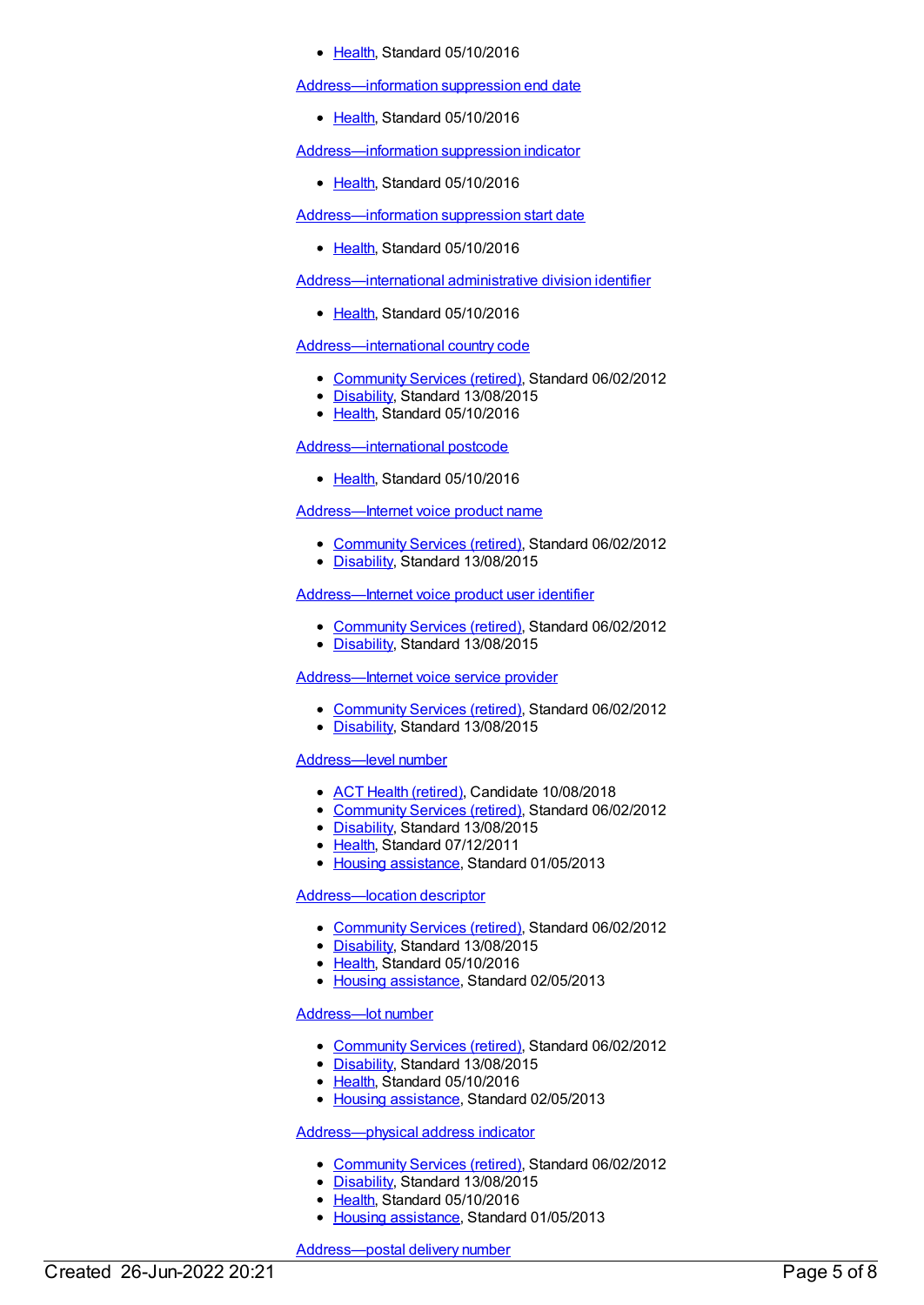- Health, Standard 05/10/2016

Address—information suppression end date

- Health, Standard 05/10/2016

Address—information suppression indicator

- Health, Standard 05/10/2016

Address—information suppression start date

- Health, Standard 05/10/2016

Address—international administrative division identifier

- Health, Standard 05/10/2016

Address—international country code

- Community Services (retired), Standard 06/02/2012
- Disability, Standard 13/08/2015
- Health, Standard 05/10/2016

Address—international postcode

- Health, Standard 05/10/2016

Address—Internet voice product name

- Community Services (retired), Standard 06/02/2012
- Disability, Standard 13/08/2015

Address—Internet voice product user identifier

- Community Services (retired), Standard 06/02/2012
- Disability, Standard 13/08/2015

Address—Internet voice service provider

- Community Services (retired), Standard 06/02/2012
- Disability, Standard 13/08/2015

Address—level number

- ACT Health (retired), Candidate 10/08/2018
- Community Services (retired), Standard 06/02/2012
- Disability, Standard 13/08/2015
- Health, Standard 07/12/2011
- Housing assistance, Standard 01/05/2013

Address—location descriptor

- Community Services (retired), Standard 06/02/2012
- Disability, Standard 13/08/2015
- Health, Standard 05/10/2016
- Housing assistance, Standard 02/05/2013

Address—lot number

- Community Services (retired), Standard 06/02/2012
- Disability, Standard 13/08/2015
- Health, Standard 05/10/2016
- Housing assistance, Standard 02/05/2013

Address—physical address indicator

- Community Services (retired), Standard 06/02/2012
- Disability, Standard 13/08/2015
- Health, Standard 05/10/2016
- Housing assistance, Standard 01/05/2013

Address—postal delivery number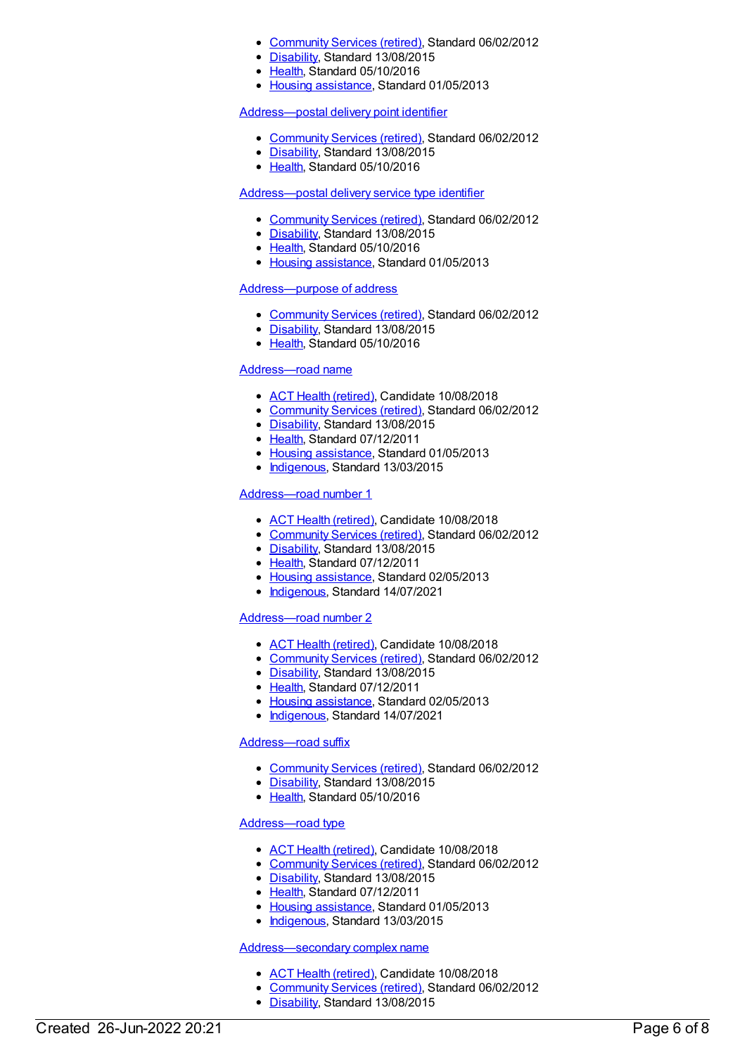- Community Services (retired), Standard 06/02/2012
- Disability, Standard 13/08/2015
- Health, Standard 05/10/2016
- Housing assistance, Standard 01/05/2013

Address—postal delivery point identifier

- Community Services (retired), Standard 06/02/2012
- Disability, Standard 13/08/2015
- Health, Standard 05/10/2016

Address—postal delivery service type identifier

- Community Services (retired), Standard 06/02/2012
- Disability, Standard 13/08/2015
- Health, Standard 05/10/2016
- Housing assistance, Standard 01/05/2013

Address—purpose of address

- Community Services (retired), Standard 06/02/2012
- Disability, Standard 13/08/2015
- Health, Standard 05/10/2016

Address—road name

- ACT Health (retired), Candidate 10/08/2018
- Community Services (retired), Standard 06/02/2012
- Disability, Standard 13/08/2015
- Health, Standard 07/12/2011
- Housing assistance, Standard 01/05/2013
- Indigenous, Standard 13/03/2015

Address—road number 1

- ACT Health (retired), Candidate 10/08/2018
- Community Services (retired), Standard 06/02/2012
- Disability, Standard 13/08/2015
- Health, Standard 07/12/2011
- Housing assistance, Standard 02/05/2013
- Indigenous, Standard 14/07/2021

Address—road number 2

- ACT Health (retired), Candidate 10/08/2018
- Community Services (retired), Standard 06/02/2012
- Disability, Standard 13/08/2015
- Health, Standard 07/12/2011
- Housing assistance, Standard 02/05/2013
- Indigenous, Standard 14/07/2021

Address—road suffix

- Community Services (retired), Standard 06/02/2012
- Disability, Standard 13/08/2015
- Health, Standard 05/10/2016

Address—road type

- ACT Health (retired), Candidate 10/08/2018
- Community Services (retired), Standard 06/02/2012
- Disability, Standard 13/08/2015
- Health, Standard 07/12/2011
- Housing assistance, Standard 01/05/2013
- Indigenous, Standard 13/03/2015

Address—secondary complex name

- ACT Health (retired), Candidate 10/08/2018
- Community Services (retired), Standard 06/02/2012
- Disability, Standard 13/08/2015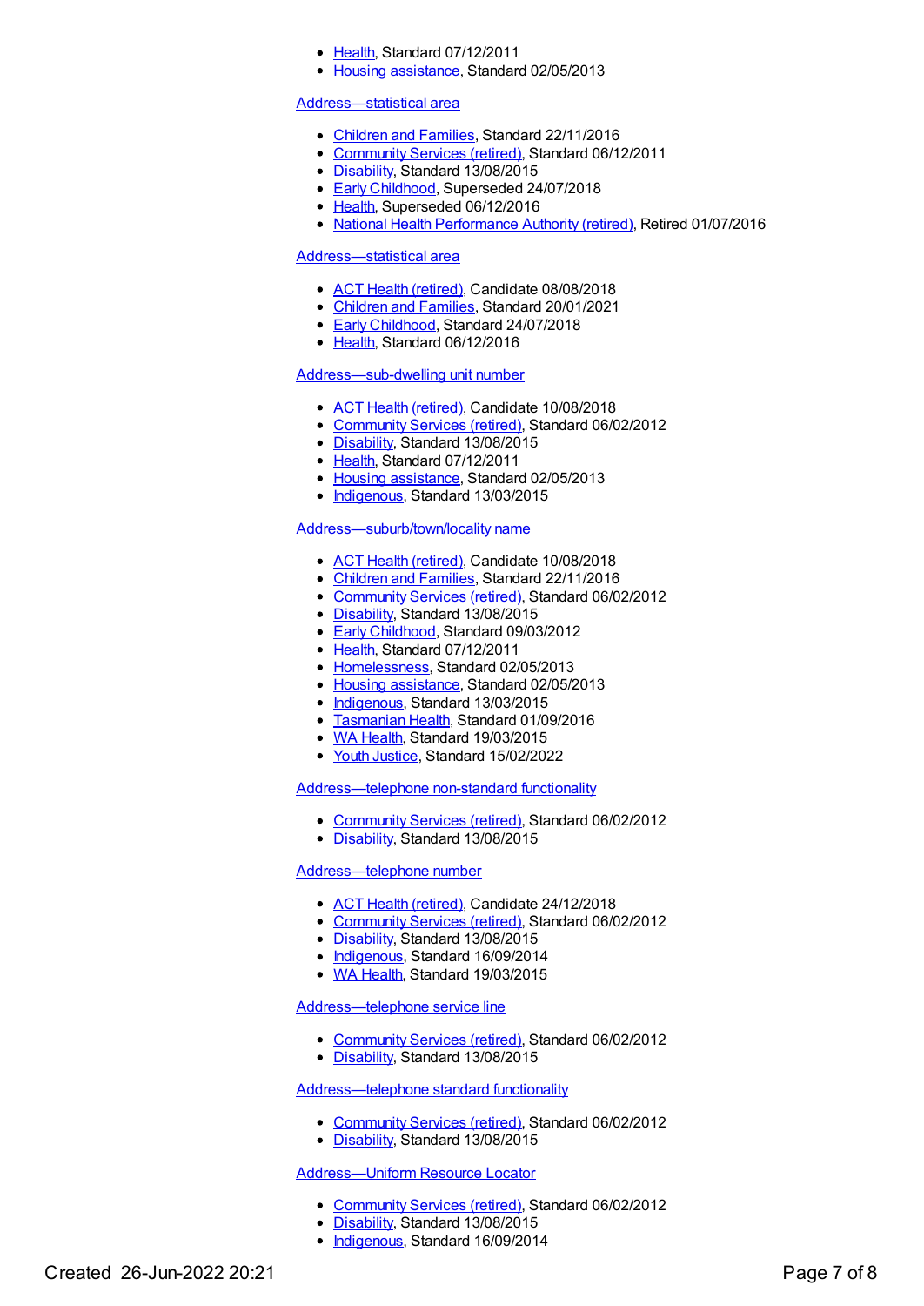- Health, Standard 07/12/2011
- Housing assistance, Standard 02/05/2013

Address—statistical area

- Children and Families, Standard 22/11/2016
- Community Services (retired), Standard 06/12/2011
- Disability, Standard 13/08/2015
- Early Childhood, Superseded 24/07/2018
- Health, Superseded 06/12/2016
- National Health Performance Authority (retired), Retired 01/07/2016

Address—statistical area

- ACT Health (retired), Candidate 08/08/2018
- Children and Families, Standard 20/01/2021
- Early Childhood, Standard 24/07/2018
- Health, Standard 06/12/2016

Address—sub-dwelling unit number

- ACT Health (retired), Candidate 10/08/2018
- Community Services (retired), Standard 06/02/2012
- Disability, Standard 13/08/2015
- Health, Standard 07/12/2011
- Housing assistance, Standard 02/05/2013
- Indigenous, Standard 13/03/2015

Address—suburb/town/locality name

- ACT Health (retired), Candidate 10/08/2018
- Children and Families, Standard 22/11/2016
- Community Services (retired), Standard 06/02/2012
- Disability, Standard 13/08/2015
- Early Childhood, Standard 09/03/2012
- Health, Standard 07/12/2011
- Homelessness, Standard 02/05/2013
- Housing assistance, Standard 02/05/2013
- Indigenous, Standard 13/03/2015
- Tasmanian Health, Standard 01/09/2016
- WA Health, Standard 19/03/2015
- Youth Justice, Standard 15/02/2022

Address—telephone non-standard functionality

- Community Services (retired), Standard 06/02/2012
- Disability, Standard 13/08/2015

Address—telephone number

- ACT Health (retired), Candidate 24/12/2018
- Community Services (retired), Standard 06/02/2012
- Disability, Standard 13/08/2015
- Indigenous, Standard 16/09/2014
- WA Health, Standard 19/03/2015

Address—telephone service line

- Community Services (retired), Standard 06/02/2012
- Disability, Standard 13/08/2015

Address—telephone standard functionality

- Community Services (retired), Standard 06/02/2012
- Disability, Standard 13/08/2015

Address—Uniform Resource Locator

- Community Services (retired), Standard 06/02/2012
- Disability, Standard 13/08/2015
- Indigenous, Standard 16/09/2014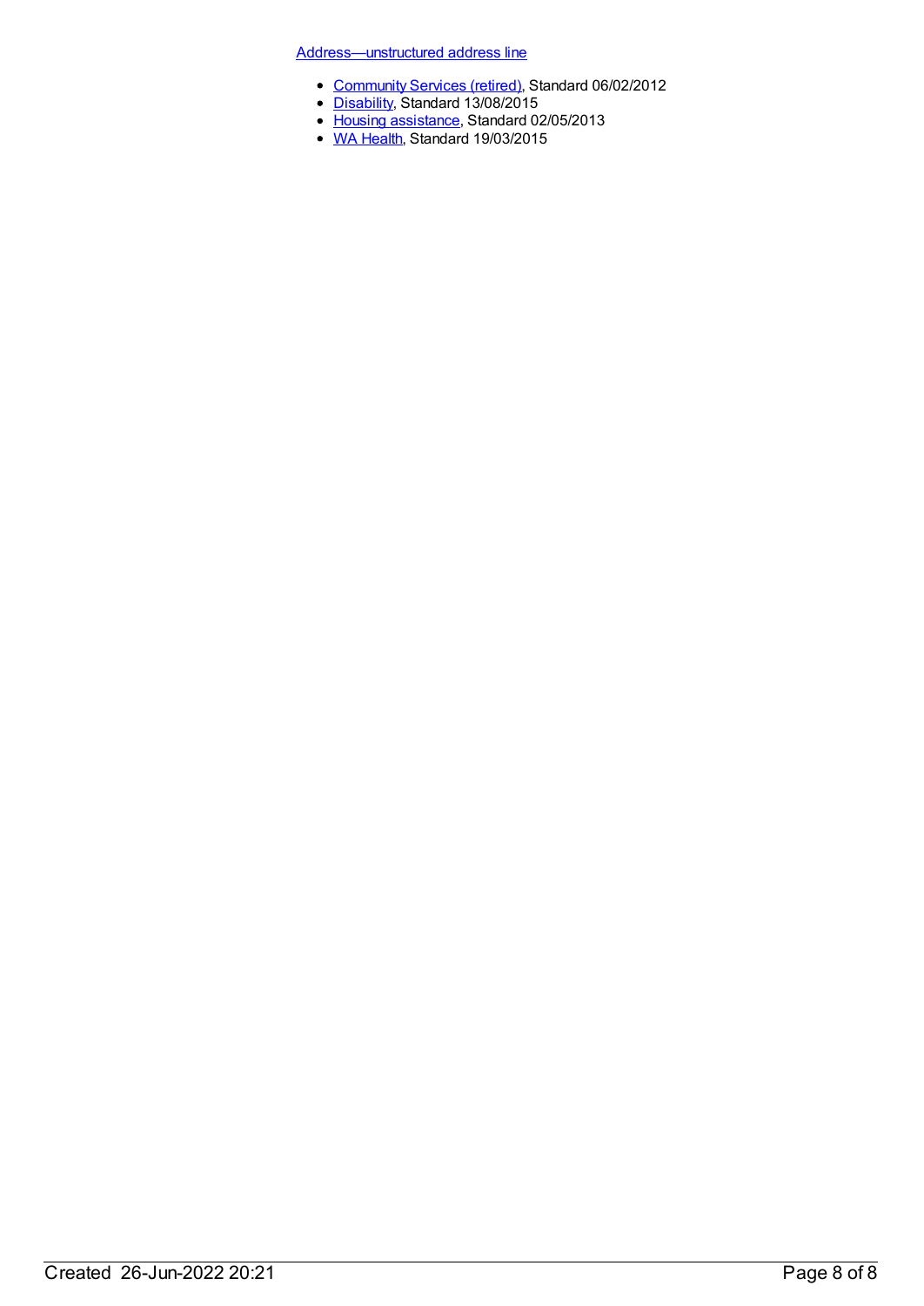Address—unstructured address line

- Community Services (retired), Standard 06/02/2012
- Disability, Standard 13/08/2015
- Housing assistance, Standard 02/05/2013
- WA Health, Standard 19/03/2015